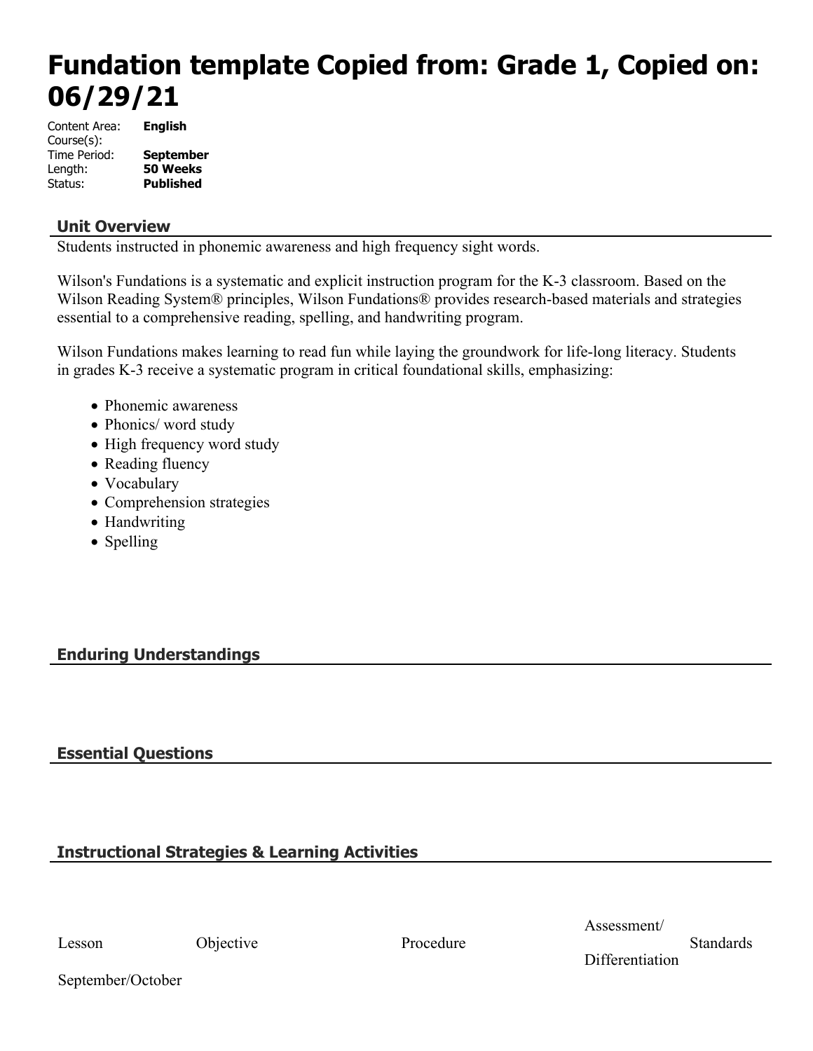# Fundation template Copied from: Grade 1, Copied on: 06/29/21

Content Area: **English**
Course(s):
Time Period: **September**
Length: **50 Weeks**
Status: **Published**

## Unit Overview

Students instructed in phonemic awareness and high frequency sight words.

Wilson's Fundations is a systematic and explicit instruction program for the K-3 classroom. Based on the Wilson Reading System® principles, Wilson Fundations® provides research-based materials and strategies essential to a comprehensive reading, spelling, and handwriting program.

Wilson Fundations makes learning to read fun while laying the groundwork for life-long literacy. Students in grades K-3 receive a systematic program in critical foundational skills, emphasizing:

- Phonemic awareness
- Phonics/ word study
- High frequency word study
- Reading fluency
- Vocabulary
- Comprehension strategies
- Handwriting
- Spelling

## Enduring Understandings

## Essential Questions

## Instructional Strategies & Learning Activities

| Lesson | Objective | Procedure | Assessment/ Differentiation | Standards |
| --- | --- | --- | --- | --- |
| September/October | | | | |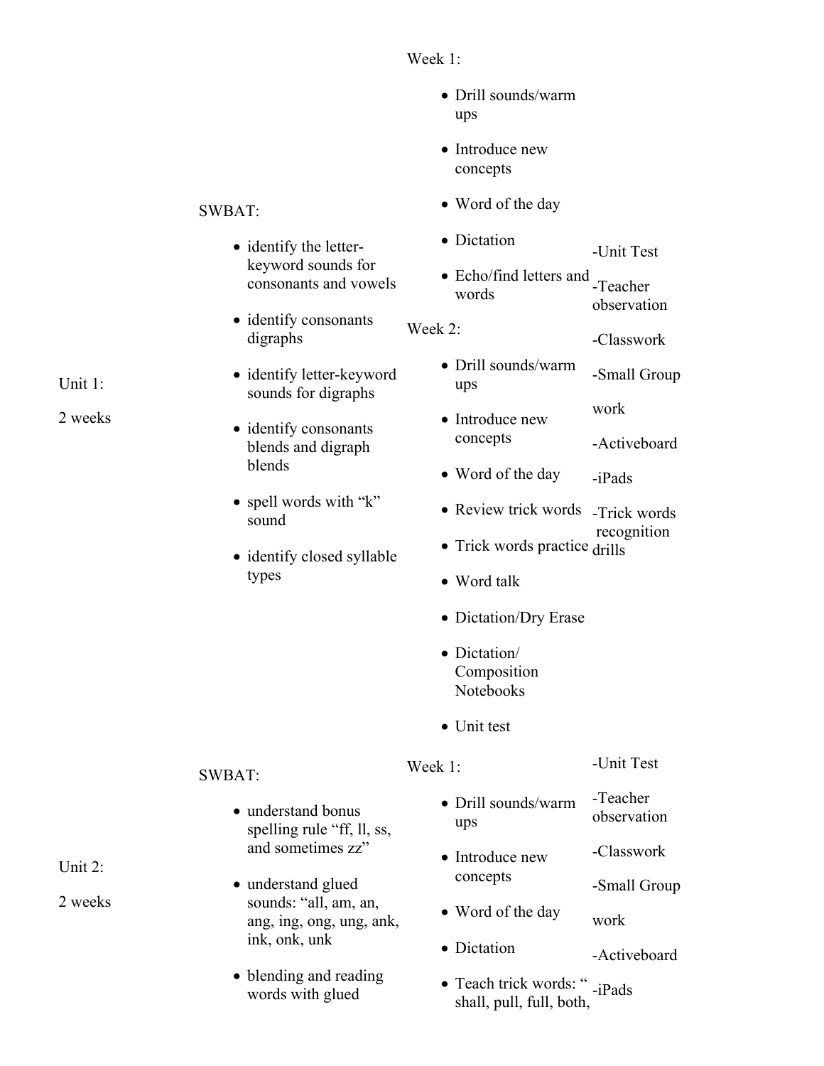| | | | |
|---|---|---|---|
| Unit 1:<br><br>2 weeks | SWBAT:<br><br>• identify the letter-keyword sounds for consonants and vowels<br>• identify consonants digraphs<br>• identify letter-keyword sounds for digraphs<br>• identify consonants blends and digraph blends<br>• spell words with "k" sound<br>• identify closed syllable types | Week 1:<br><br>• Drill sounds/warm ups<br>• Introduce new concepts<br>• Word of the day<br>• Dictation<br>• Echo/find letters and words<br><br>Week 2:<br><br>• Drill sounds/warm ups<br>• Introduce new concepts<br>• Word of the day<br>• Review trick words<br>• Trick words practice<br>• Word talk<br>• Dictation/Dry Erase<br>• Dictation/ Composition Notebooks<br>• Unit test | -Unit Test<br><br>-Teacher observation<br><br>-Classwork<br><br>-Small Group work<br><br>-Activeboard<br><br>-iPads<br><br>-Trick words recognition drills |
| Unit 2:<br><br>2 weeks | SWBAT:<br><br>• understand bonus spelling rule "ff, ll, ss, and sometimes zz"<br>• understand glued sounds: "all, am, an, ang, ing, ong, ung, ank, ink, onk, unk<br>• blending and reading words with glued | Week 1:<br><br>• Drill sounds/warm ups<br>• Introduce new concepts<br>• Word of the day<br>• Dictation<br>• Teach trick words: " shall, pull, full, both, | -Unit Test<br><br>-Teacher observation<br><br>-Classwork<br><br>-Small Group work<br><br>-Activeboard<br><br>-iPads |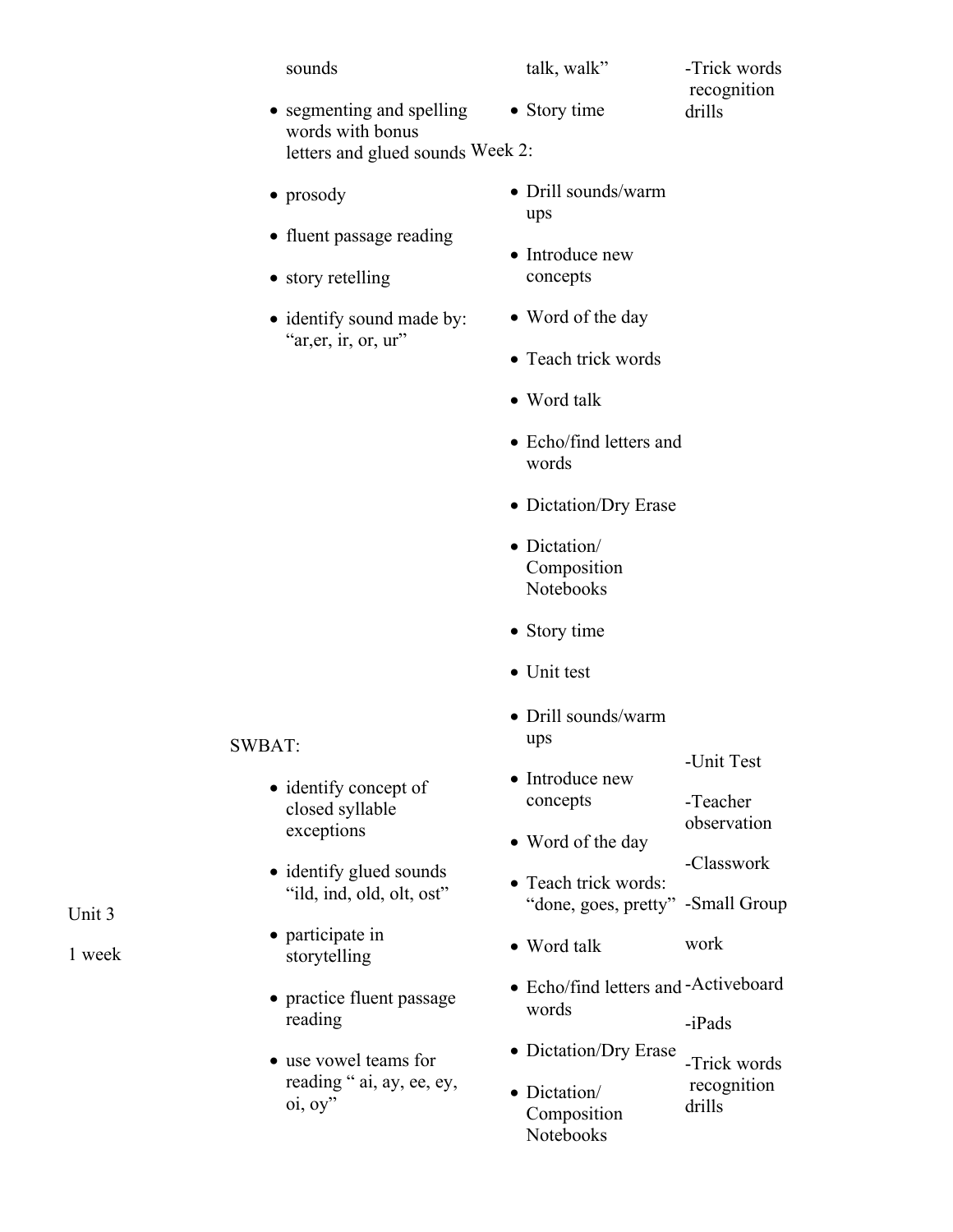| Unit | Objectives | Activities | Assessment |
|---|---|---|---|
| | sounds<br>• segmenting and spelling words with bonus letters and glued sounds<br>• prosody<br>• fluent passage reading<br>• story retelling<br>• identify sound made by: "ar,er, ir, or, ur" | talk, walk"<br>• Story time<br>Week 2:<br>• Drill sounds/warm ups<br>• Introduce new concepts<br>• Word of the day<br>• Teach trick words<br>• Word talk<br>• Echo/find letters and words<br>• Dictation/Dry Erase<br>• Dictation/ Composition Notebooks<br>• Story time<br>• Unit test | -Trick words recognition drills |
| Unit 3<br>1 week | SWBAT:<br>• identify concept of closed syllable exceptions<br>• identify glued sounds "ild, ind, old, olt, ost"<br>• participate in storytelling<br>• practice fluent passage reading<br>• use vowel teams for reading " ai, ay, ee, ey, oi, oy" | • Drill sounds/warm ups<br>• Introduce new concepts<br>• Word of the day<br>• Teach trick words: "done, goes, pretty"<br>• Word talk<br>• Echo/find letters and words<br>• Dictation/Dry Erase<br>• Dictation/ Composition Notebooks | -Unit Test<br>-Teacher observation<br>-Classwork<br>-Small Group work<br>-Activeboard<br>-iPads<br>-Trick words recognition drills |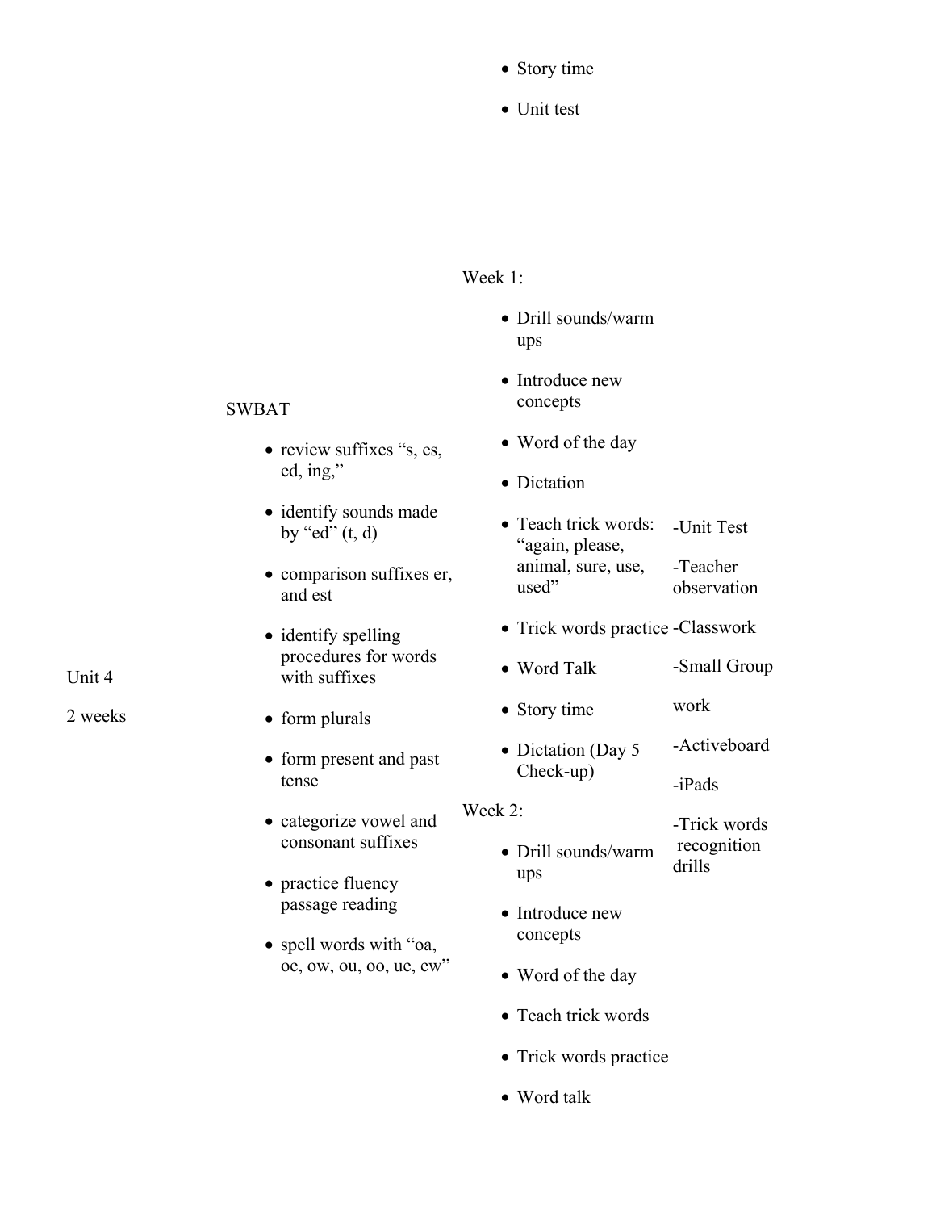- Story time
- Unit test

| | | | |
|---|---|---|---|
| Unit 4<br><br>2 weeks | SWBAT<br><br>- review suffixes "s, es, ed, ing,"<br>- identify sounds made by "ed" (t, d)<br>- comparison suffixes er, and est<br>- identify spelling procedures for words with suffixes<br>- form plurals<br>- form present and past tense<br>- categorize vowel and consonant suffixes<br>- practice fluency passage reading<br>- spell words with "oa, oe, ow, ou, oo, ue, ew" | Week 1:<br><br>- Drill sounds/warm ups<br>- Introduce new concepts<br>- Word of the day<br>- Dictation<br>- Teach trick words: "again, please, animal, sure, use, used"<br>- Trick words practice<br>- Word Talk<br>- Story time<br>- Dictation (Day 5 Check-up)<br><br>Week 2:<br><br>- Drill sounds/warm ups<br>- Introduce new concepts<br>- Word of the day<br>- Teach trick words<br>- Trick words practice<br>- Word talk | -Unit Test<br><br>-Teacher observation<br><br>-Classwork<br><br>-Small Group work<br><br>-Activeboard<br><br>-iPads<br><br>-Trick words recognition drills |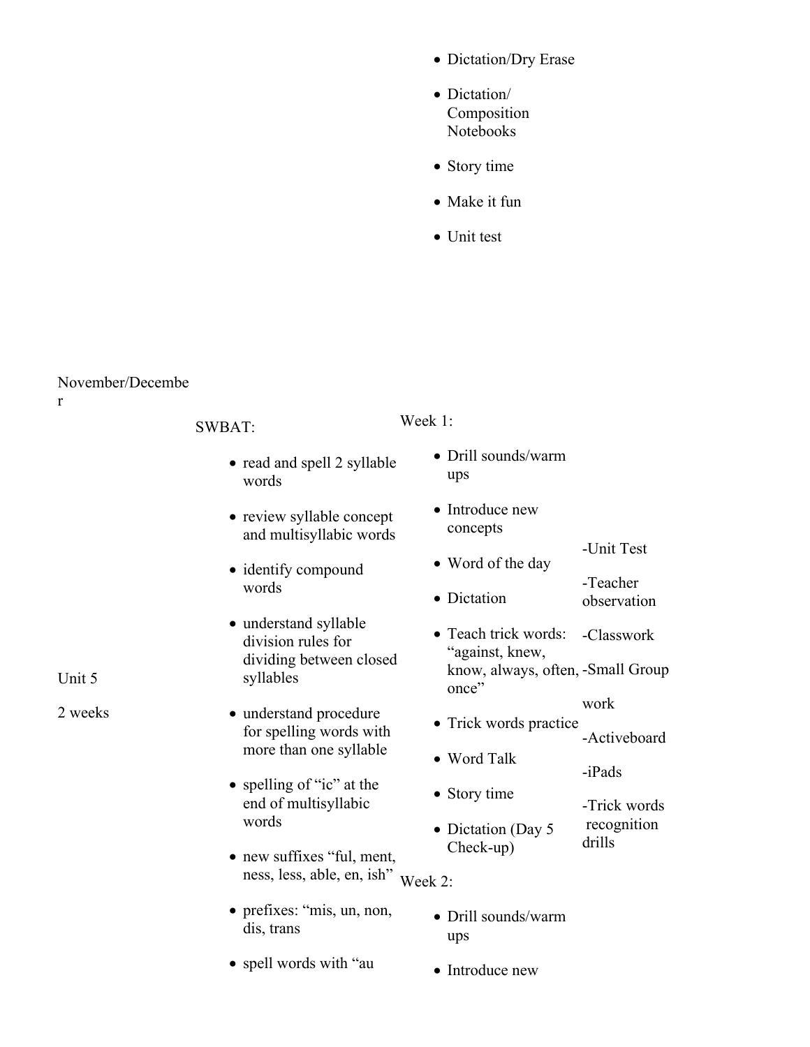| | | | |
|---|---|---|---|
| | | • Dictation/Dry Erase<br>• Dictation/ Composition Notebooks<br>• Story time<br>• Make it fun<br>• Unit test | |
| November/December<br><br>Unit 5<br><br>2 weeks | SWBAT:<br>• read and spell 2 syllable words<br>• review syllable concept and multisyllabic words<br>• identify compound words<br>• understand syllable division rules for dividing between closed syllables<br>• understand procedure for spelling words with more than one syllable<br>• spelling of "ic" at the end of multisyllabic words<br>• new suffixes "ful, ment, ness, less, able, en, ish"<br>• prefixes: "mis, un, non, dis, trans<br>• spell words with "au | Week 1:<br>• Drill sounds/warm ups<br>• Introduce new concepts<br>• Word of the day<br>• Dictation<br>• Teach trick words: "against, knew, know, always, often, once"<br>• Trick words practice<br>• Word Talk<br>• Story time<br>• Dictation (Day 5 Check-up)<br><br>Week 2:<br>• Drill sounds/warm ups<br>• Introduce new | -Unit Test<br>-Teacher observation<br>-Classwork<br>-Small Group work<br>-Activeboard<br>-iPads<br>-Trick words recognition drills |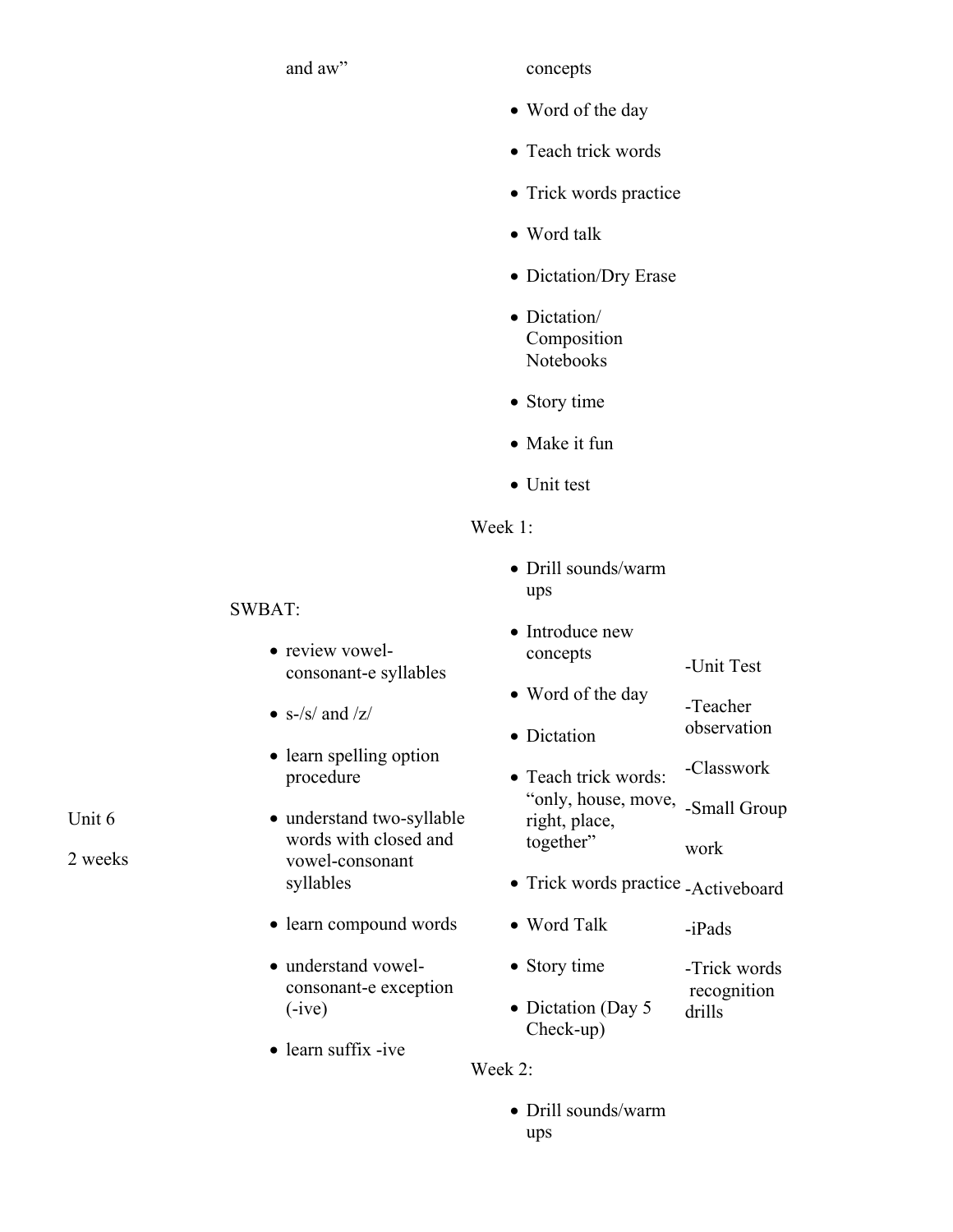| | | | |
|---|---|---|---|
| | and aw" | concepts<br>• Word of the day<br>• Teach trick words<br>• Trick words practice<br>• Word talk<br>• Dictation/Dry Erase<br>• Dictation/ Composition Notebooks<br>• Story time<br>• Make it fun<br>• Unit test | |
| Unit 6<br><br>2 weeks | SWBAT:<br>• review vowel-consonant-e syllables<br>• s-/s/ and /z/<br>• learn spelling option procedure<br>• understand two-syllable words with closed and vowel-consonant syllables<br>• learn compound words<br>• understand vowel-consonant-e exception (-ive)<br>• learn suffix -ive | Week 1:<br>• Drill sounds/warm ups<br>• Introduce new concepts<br>• Word of the day<br>• Dictation<br>• Teach trick words: "only, house, move, right, place, together"<br>• Trick words practice<br>• Word Talk<br>• Story time<br>• Dictation (Day 5 Check-up)<br><br>Week 2:<br>• Drill sounds/warm ups | -Unit Test<br>-Teacher observation<br>-Classwork<br>-Small Group work<br>-Activeboard<br>-iPads<br>-Trick words recognition drills |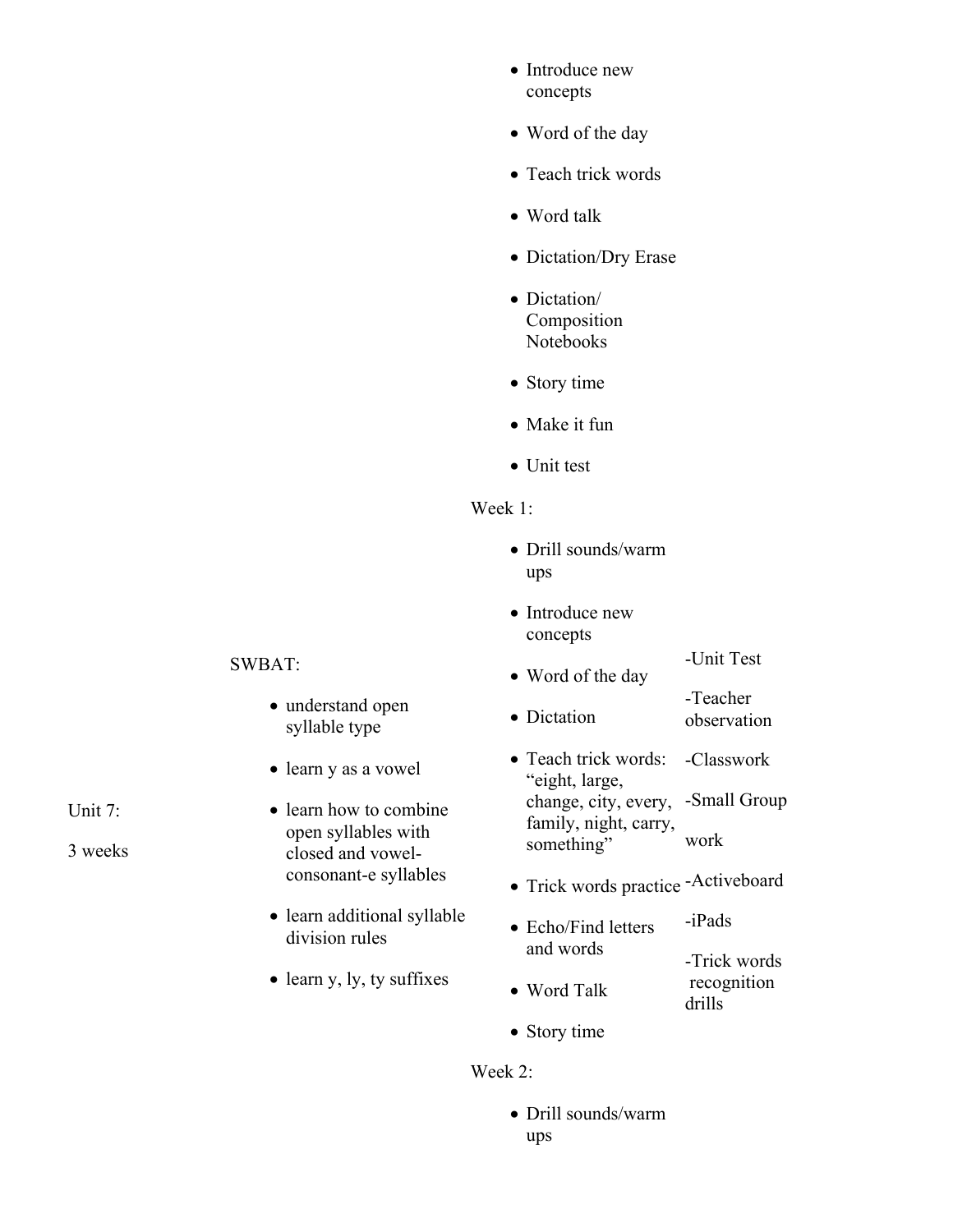| | | | |
|---|---|---|---|
| | | • Introduce new concepts<br>• Word of the day<br>• Teach trick words<br>• Word talk<br>• Dictation/Dry Erase<br>• Dictation/ Composition Notebooks<br>• Story time<br>• Make it fun<br>• Unit test | |
| Unit 7:<br><br>3 weeks | SWBAT:<br>• understand open syllable type<br>• learn y as a vowel<br>• learn how to combine open syllables with closed and vowel-consonant-e syllables<br>• learn additional syllable division rules<br>• learn y, ly, ty suffixes | Week 1:<br>• Drill sounds/warm ups<br>• Introduce new concepts<br>• Word of the day<br>• Dictation<br>• Teach trick words: "eight, large, change, city, every, family, night, carry, something"<br>• Trick words practice<br>• Echo/Find letters and words<br>• Word Talk<br>• Story time<br><br>Week 2:<br>• Drill sounds/warm ups | -Unit Test<br>-Teacher observation<br>-Classwork<br>-Small Group work<br>-Activeboard<br>-iPads<br>-Trick words recognition drills |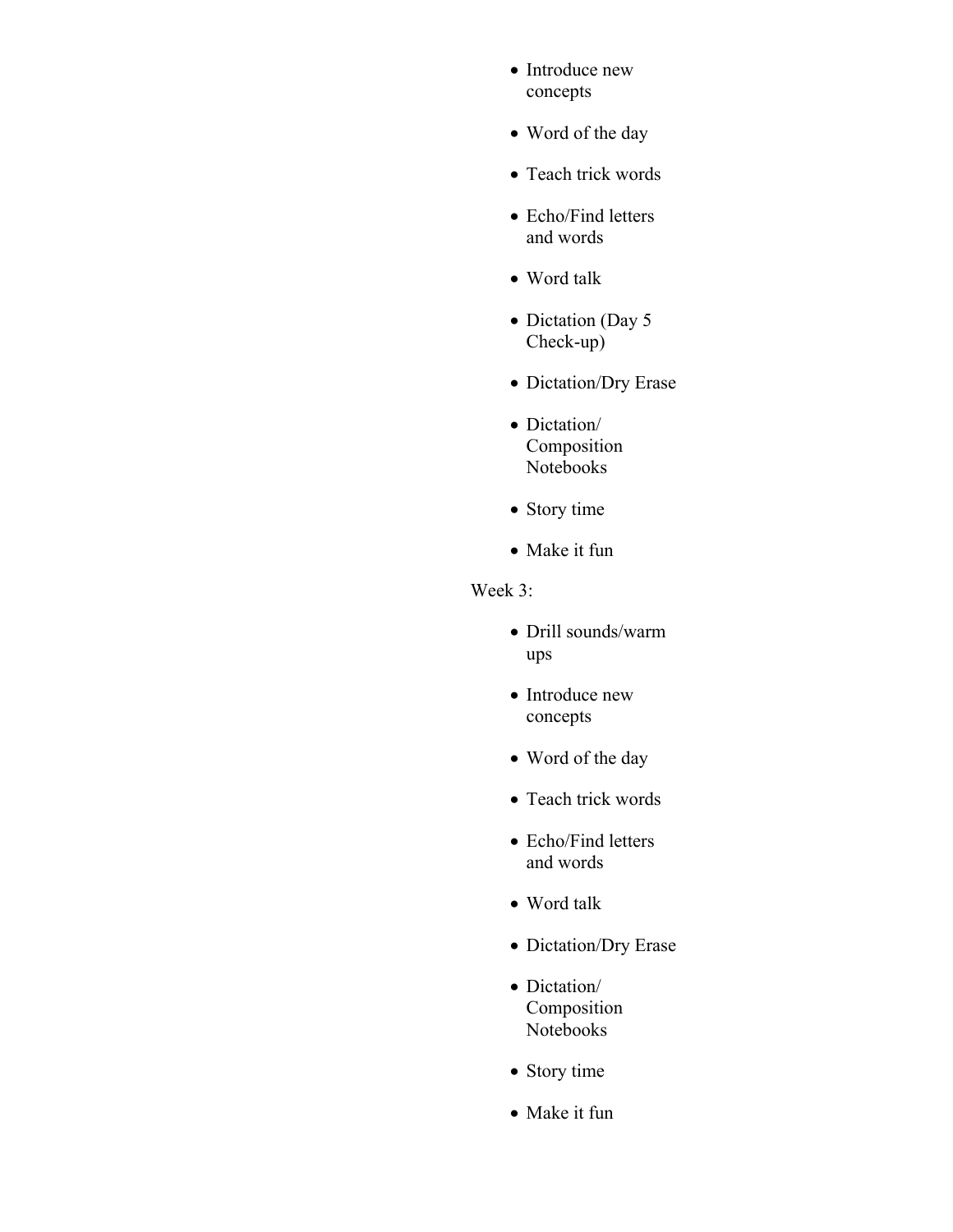- Introduce new concepts
- Word of the day
- Teach trick words
- Echo/Find letters and words
- Word talk
- Dictation (Day 5 Check-up)
- Dictation/Dry Erase
- Dictation/ Composition Notebooks
- Story time
- Make it fun

Week 3:

- Drill sounds/warm ups
- Introduce new concepts
- Word of the day
- Teach trick words
- Echo/Find letters and words
- Word talk
- Dictation/Dry Erase
- Dictation/ Composition Notebooks
- Story time
- Make it fun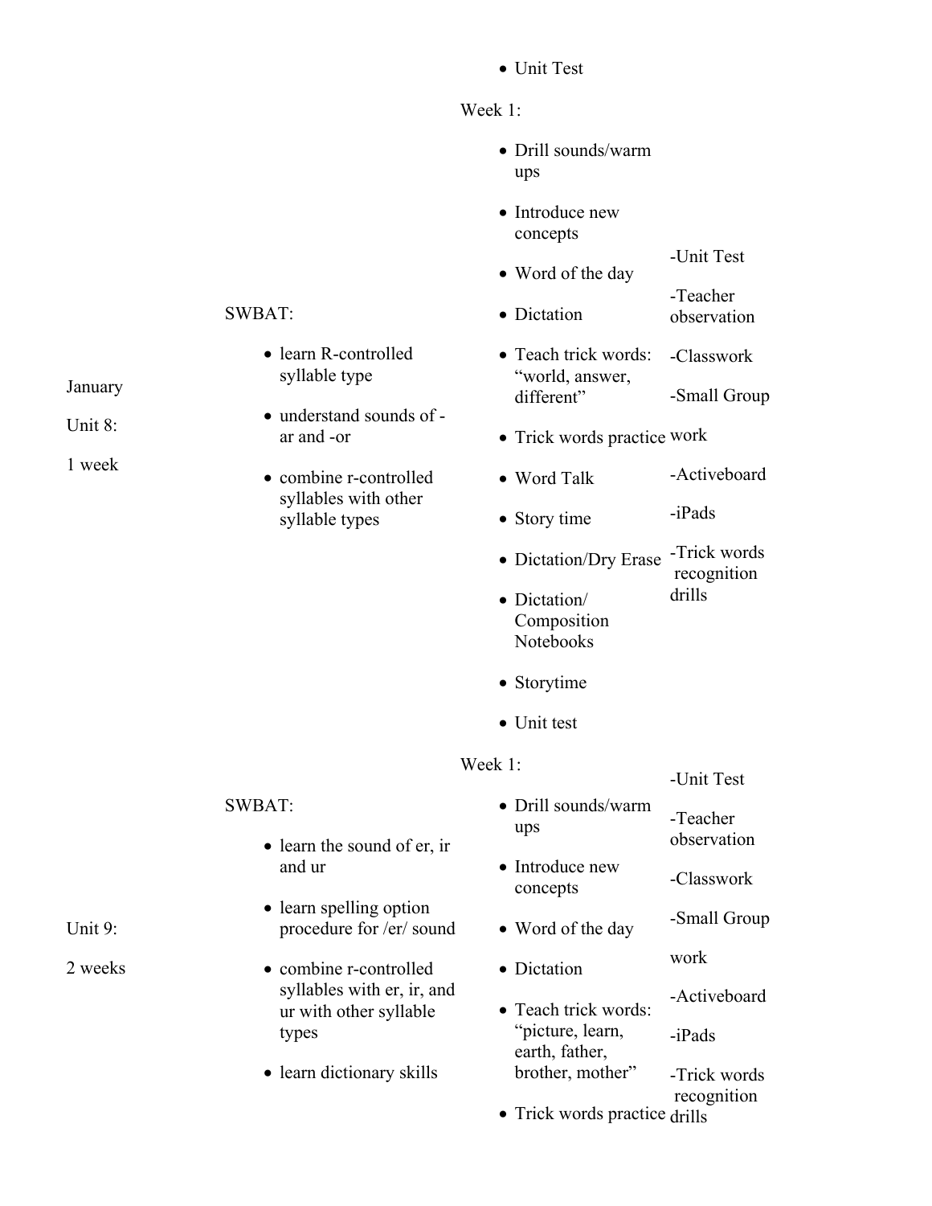| | | | |
|---|---|---|---|
| | | • Unit Test | |
| January<br><br>Unit 8:<br><br>1 week | SWBAT:<br><br>• learn R-controlled syllable type<br>• understand sounds of -ar and -or<br>• combine r-controlled syllables with other syllable types | Week 1:<br><br>• Drill sounds/warm ups<br>• Introduce new concepts<br>• Word of the day<br>• Dictation<br>• Teach trick words: "world, answer, different"<br>• Trick words practice<br>• Word Talk<br>• Story time<br>• Dictation/Dry Erase<br>• Dictation/ Composition Notebooks<br>• Storytime<br>• Unit test | -Unit Test<br><br>-Teacher observation<br><br>-Classwork<br><br>-Small Group work<br><br>-Activeboard<br><br>-iPads<br><br>-Trick words recognition drills |
| Unit 9:<br><br>2 weeks | SWBAT:<br><br>• learn the sound of er, ir and ur<br>• learn spelling option procedure for /er/ sound<br>• combine r-controlled syllables with er, ir, and ur with other syllable types<br>• learn dictionary skills | Week 1:<br><br>• Drill sounds/warm ups<br>• Introduce new concepts<br>• Word of the day<br>• Dictation<br>• Teach trick words: "picture, learn, earth, father, brother, mother"<br>• Trick words practice | -Unit Test<br><br>-Teacher observation<br><br>-Classwork<br><br>-Small Group work<br><br>-Activeboard<br><br>-iPads<br><br>-Trick words recognition drills |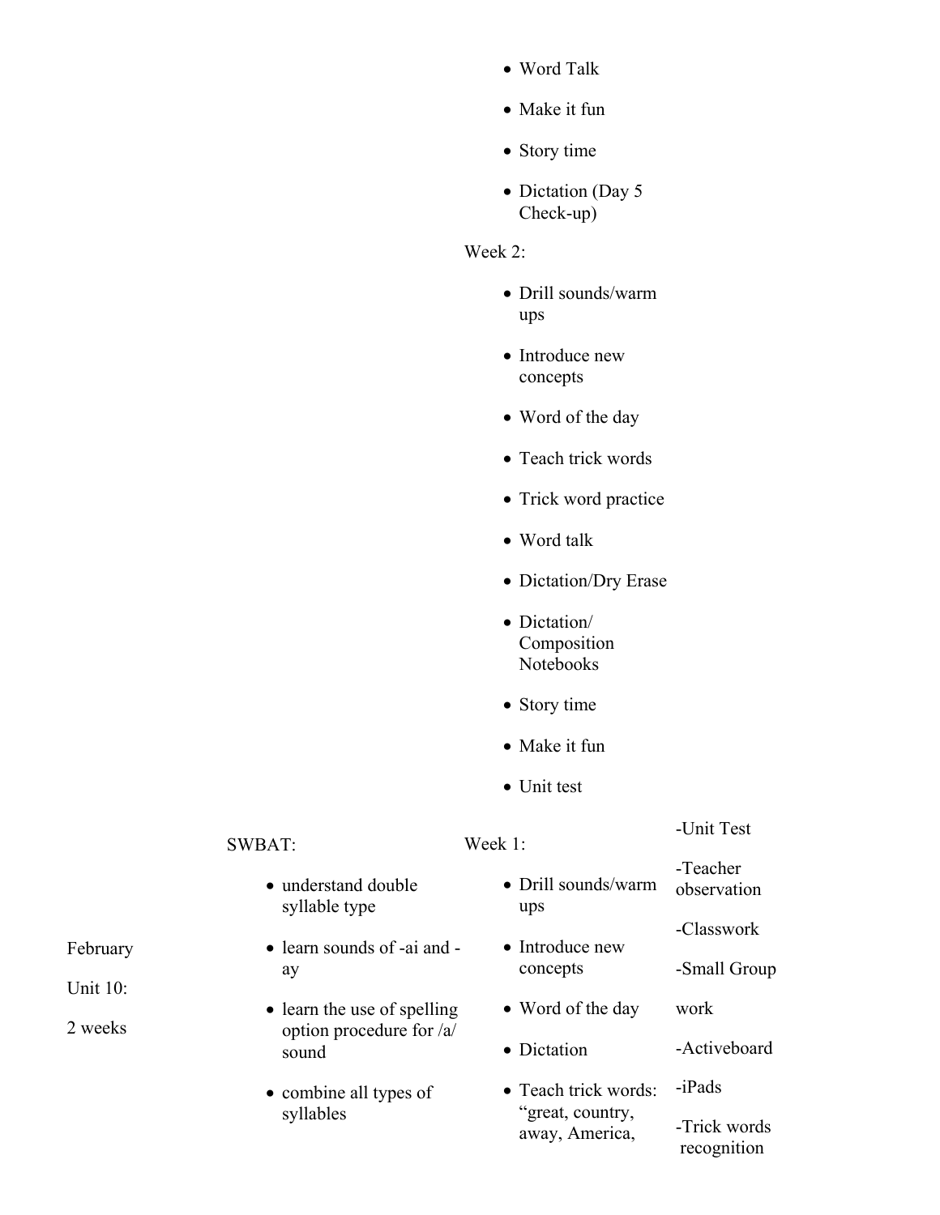| | | | |
|---|---|---|---|
| | | • Word Talk<br>• Make it fun<br>• Story time<br>• Dictation (Day 5 Check-up)<br><br>Week 2:<br><br>• Drill sounds/warm ups<br>• Introduce new concepts<br>• Word of the day<br>• Teach trick words<br>• Trick word practice<br>• Word talk<br>• Dictation/Dry Erase<br>• Dictation/ Composition Notebooks<br>• Story time<br>• Make it fun<br>• Unit test | |
| February<br><br>Unit 10:<br><br>2 weeks | SWBAT:<br><br>• understand double syllable type<br>• learn sounds of -ai and -ay<br>• learn the use of spelling option procedure for /a/ sound<br>• combine all types of syllables | Week 1:<br><br>• Drill sounds/warm ups<br>• Introduce new concepts<br>• Word of the day<br>• Dictation<br>• Teach trick words: "great, country, away, America, | -Unit Test<br><br>-Teacher observation<br><br>-Classwork<br><br>-Small Group work<br><br>-Activeboard<br><br>-iPads<br><br>-Trick words recognition |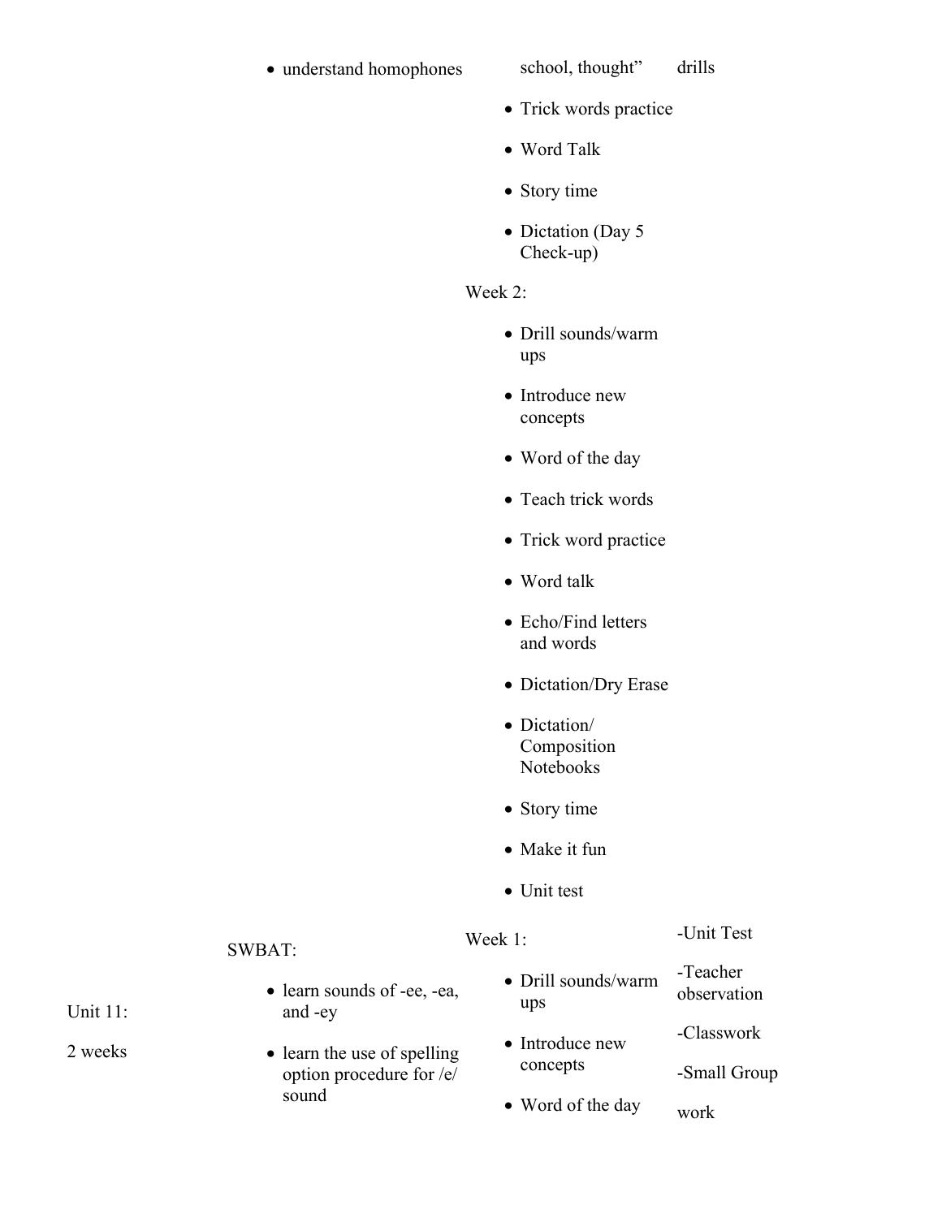| Unit | Objectives | Activities | Assessment |
|---|---|---|---|
| | • understand homophones | school, thought"<br>• Trick words practice<br>• Word Talk<br>• Story time<br>• Dictation (Day 5 Check-up)<br>Week 2:<br>• Drill sounds/warm ups<br>• Introduce new concepts<br>• Word of the day<br>• Teach trick words<br>• Trick word practice<br>• Word talk<br>• Echo/Find letters and words<br>• Dictation/Dry Erase<br>• Dictation/ Composition Notebooks<br>• Story time<br>• Make it fun<br>• Unit test | drills |
| Unit 11:<br>2 weeks | SWBAT:<br>• learn sounds of -ee, -ea, and -ey<br>• learn the use of spelling option procedure for /e/ sound | Week 1:<br>• Drill sounds/warm ups<br>• Introduce new concepts<br>• Word of the day | -Unit Test<br>-Teacher observation<br>-Classwork<br>-Small Group work |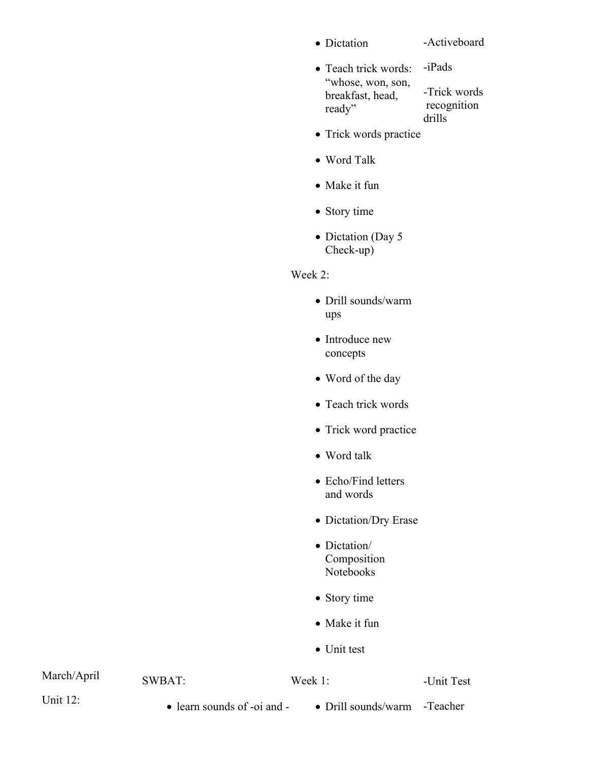| | | | |
|---|---|---|---|
| | | <ul><li>Dictation</li><li>Teach trick words: "whose, won, son, breakfast, head, ready"</li><li>Trick words practice</li><li>Word Talk</li><li>Make it fun</li><li>Story time</li><li>Dictation (Day 5 Check-up)</li></ul>Week 2:<ul><li>Drill sounds/warm ups</li><li>Introduce new concepts</li><li>Word of the day</li><li>Teach trick words</li><li>Trick word practice</li><li>Word talk</li><li>Echo/Find letters and words</li><li>Dictation/Dry Erase</li><li>Dictation/ Composition Notebooks</li><li>Story time</li><li>Make it fun</li><li>Unit test</li></ul> | -Activeboard<br><br>-iPads<br><br>-Trick words recognition drills |
| March/April<br><br>Unit 12: | SWBAT:<ul><li>learn sounds of -oi and -</li></ul> | Week 1:<ul><li>Drill sounds/warm</li></ul> | -Unit Test<br><br>-Teacher |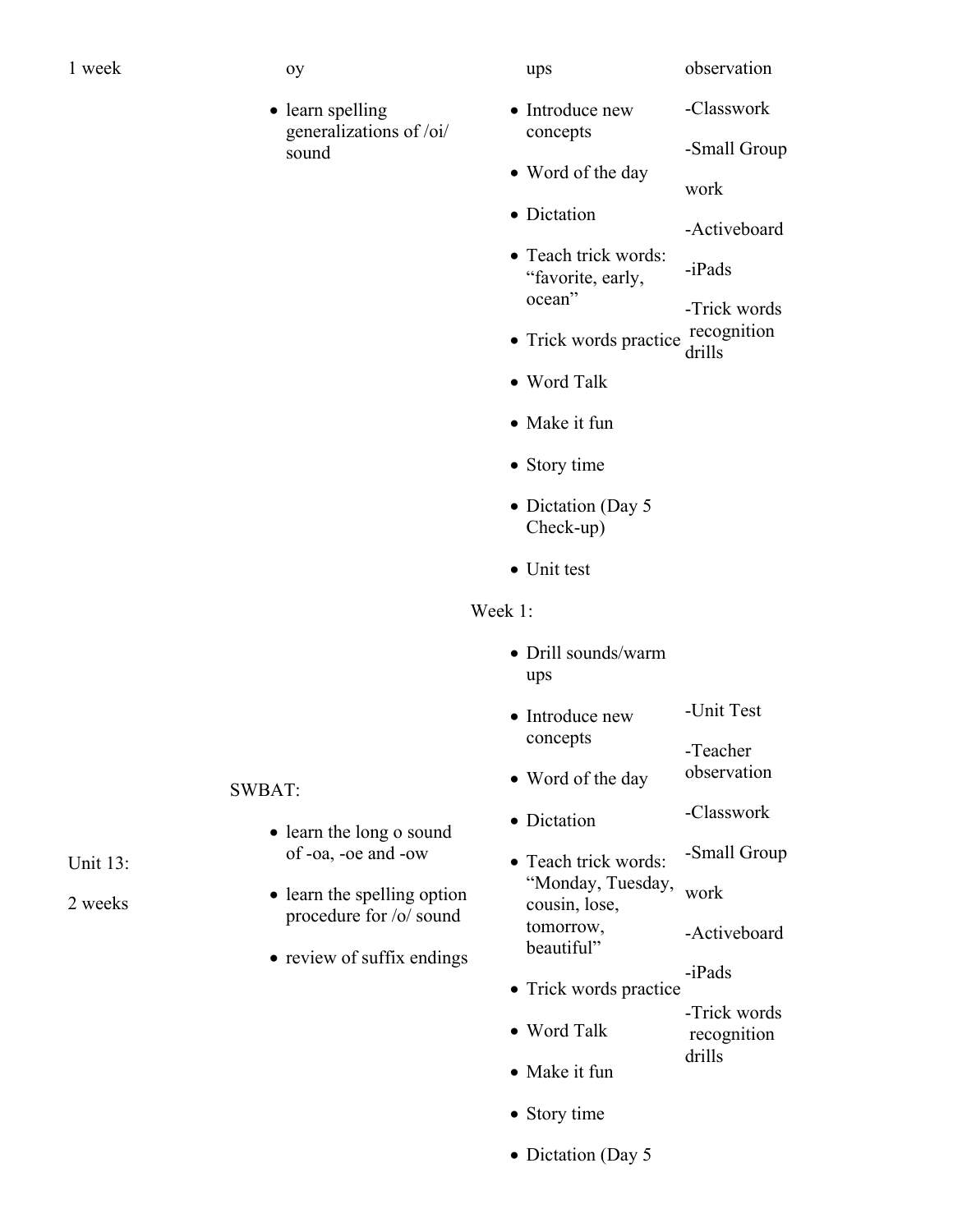| | | | |
|---|---|---|---|
| 1 week | oy<br><br>• learn spelling generalizations of /oi/ sound | ups<br><br>• Introduce new concepts<br>• Word of the day<br>• Dictation<br>• Teach trick words: "favorite, early, ocean"<br>• Trick words practice<br>• Word Talk<br>• Make it fun<br>• Story time<br>• Dictation (Day 5 Check-up)<br>• Unit test | observation<br><br>-Classwork<br><br>-Small Group work<br><br>-Activeboard<br><br>-iPads<br><br>-Trick words recognition drills |
| Unit 13:<br><br>2 weeks | SWBAT:<br><br>• learn the long o sound of -oa, -oe and -ow<br>• learn the spelling option procedure for /o/ sound<br>• review of suffix endings | Week 1:<br><br>• Drill sounds/warm ups<br>• Introduce new concepts<br>• Word of the day<br>• Dictation<br>• Teach trick words: "Monday, Tuesday, cousin, lose, tomorrow, beautiful"<br>• Trick words practice<br>• Word Talk<br>• Make it fun<br>• Story time<br>• Dictation (Day 5 | -Unit Test<br><br>-Teacher observation<br><br>-Classwork<br><br>-Small Group work<br><br>-Activeboard<br><br>-iPads<br><br>-Trick words recognition drills |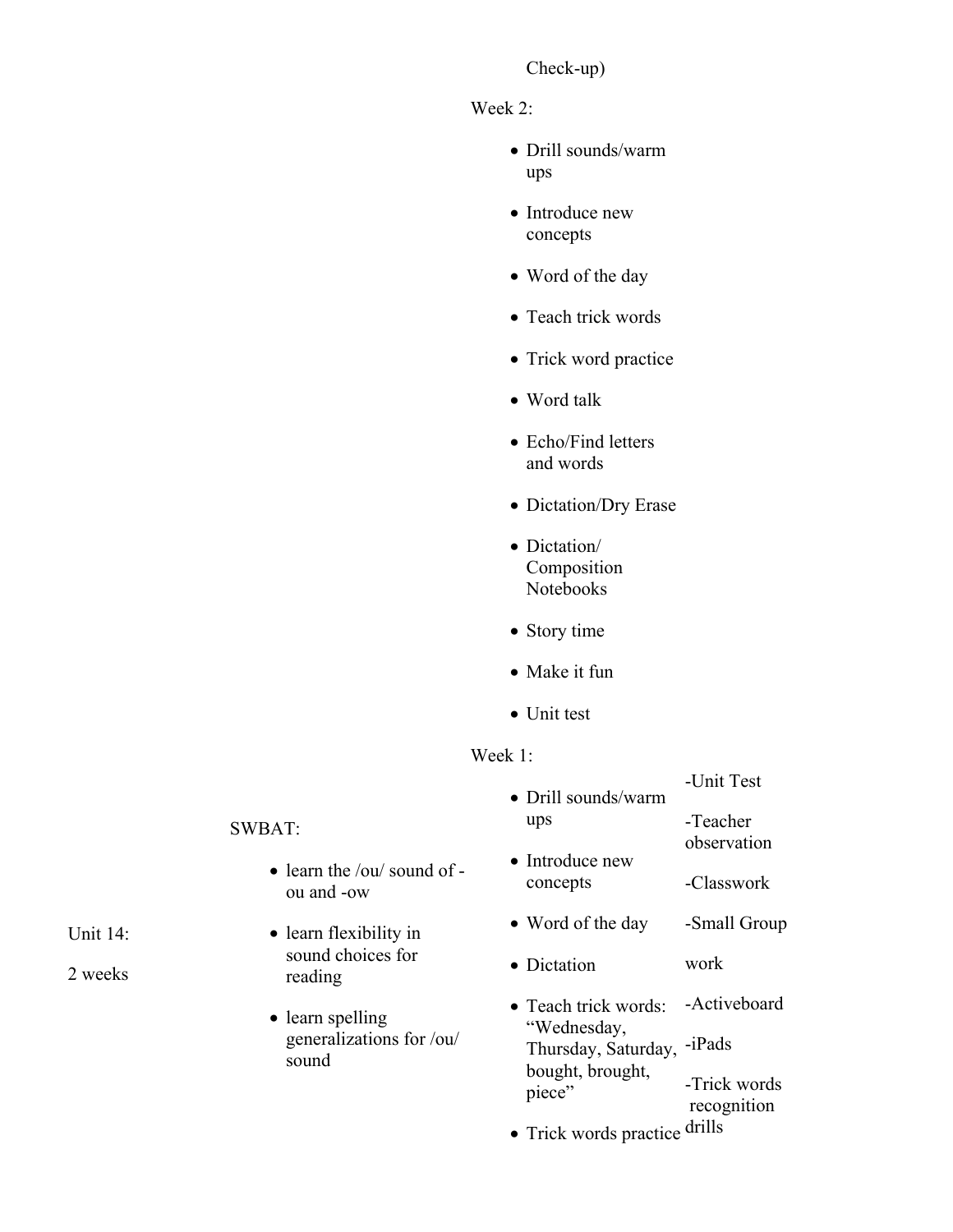Check-up)

Week 2:

- Drill sounds/warm ups
- Introduce new concepts
- Word of the day
- Teach trick words
- Trick word practice
- Word talk
- Echo/Find letters and words
- Dictation/Dry Erase
- Dictation/ Composition Notebooks
- Story time
- Make it fun
- Unit test

| Unit | Objectives | Activities | Assessment |
|---|---|---|---|
| Unit 14:<br><br>2 weeks | SWBAT:<br>• learn the /ou/ sound of -ou and -ow<br>• learn flexibility in sound choices for reading<br>• learn spelling generalizations for /ou/ sound | Week 1:<br>• Drill sounds/warm ups<br>• Introduce new concepts<br>• Word of the day<br>• Dictation<br>• Teach trick words: "Wednesday, Thursday, Saturday, bought, brought, piece"<br>• Trick words practice | -Unit Test<br>-Teacher observation<br>-Classwork<br>-Small Group work<br>-Activeboard<br>-iPads<br>-Trick words recognition drills |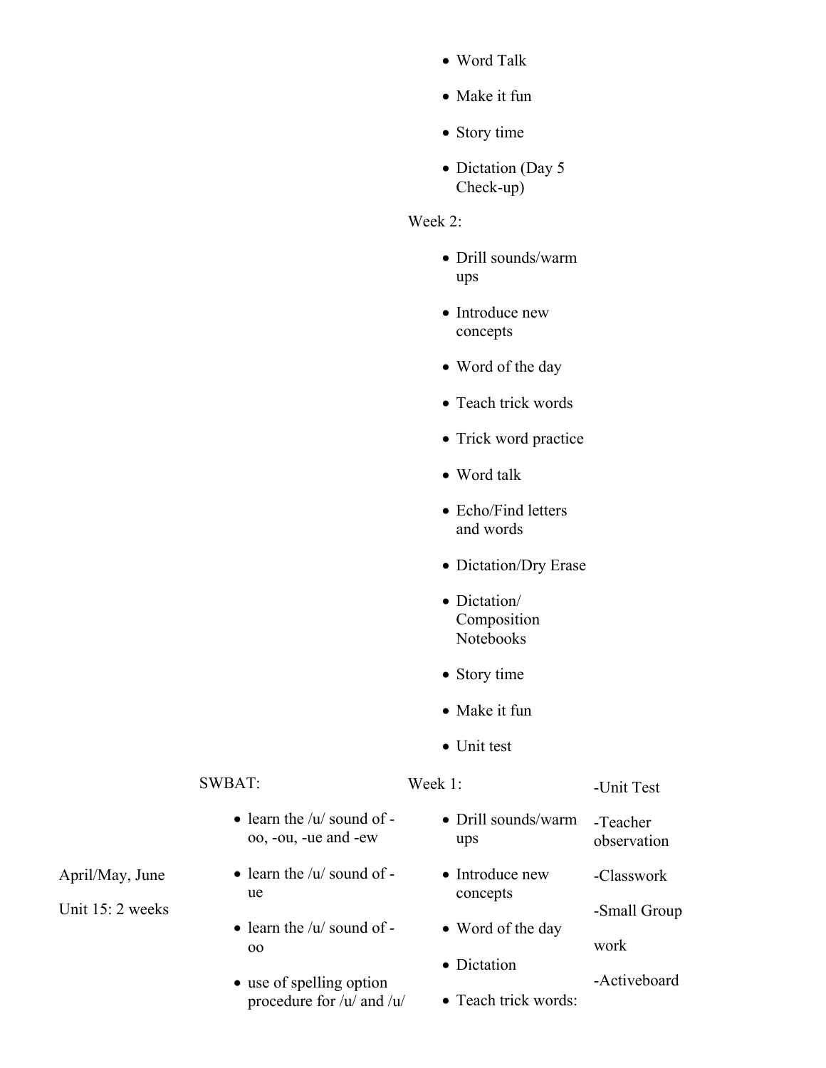| | | | |
|---|---|---|---|
| | | <ul><li>Word Talk</li><li>Make it fun</li><li>Story time</li><li>Dictation (Day 5 Check-up)</li></ul>Week 2:<ul><li>Drill sounds/warm ups</li><li>Introduce new concepts</li><li>Word of the day</li><li>Teach trick words</li><li>Trick word practice</li><li>Word talk</li><li>Echo/Find letters and words</li><li>Dictation/Dry Erase</li><li>Dictation/ Composition Notebooks</li><li>Story time</li><li>Make it fun</li><li>Unit test</li></ul> | |
| April/May, June<br><br>Unit 15: 2 weeks | SWBAT:<ul><li>learn the /u/ sound of -oo, -ou, -ue and -ew</li><li>learn the /u/ sound of -ue</li><li>learn the /u/ sound of -oo</li><li>use of spelling option procedure for /u/ and /u/</li></ul> | Week 1:<ul><li>Drill sounds/warm ups</li><li>Introduce new concepts</li><li>Word of the day</li><li>Dictation</li><li>Teach trick words:</li></ul> | -Unit Test<br><br>-Teacher observation<br><br>-Classwork<br><br>-Small Group work<br><br>-Activeboard |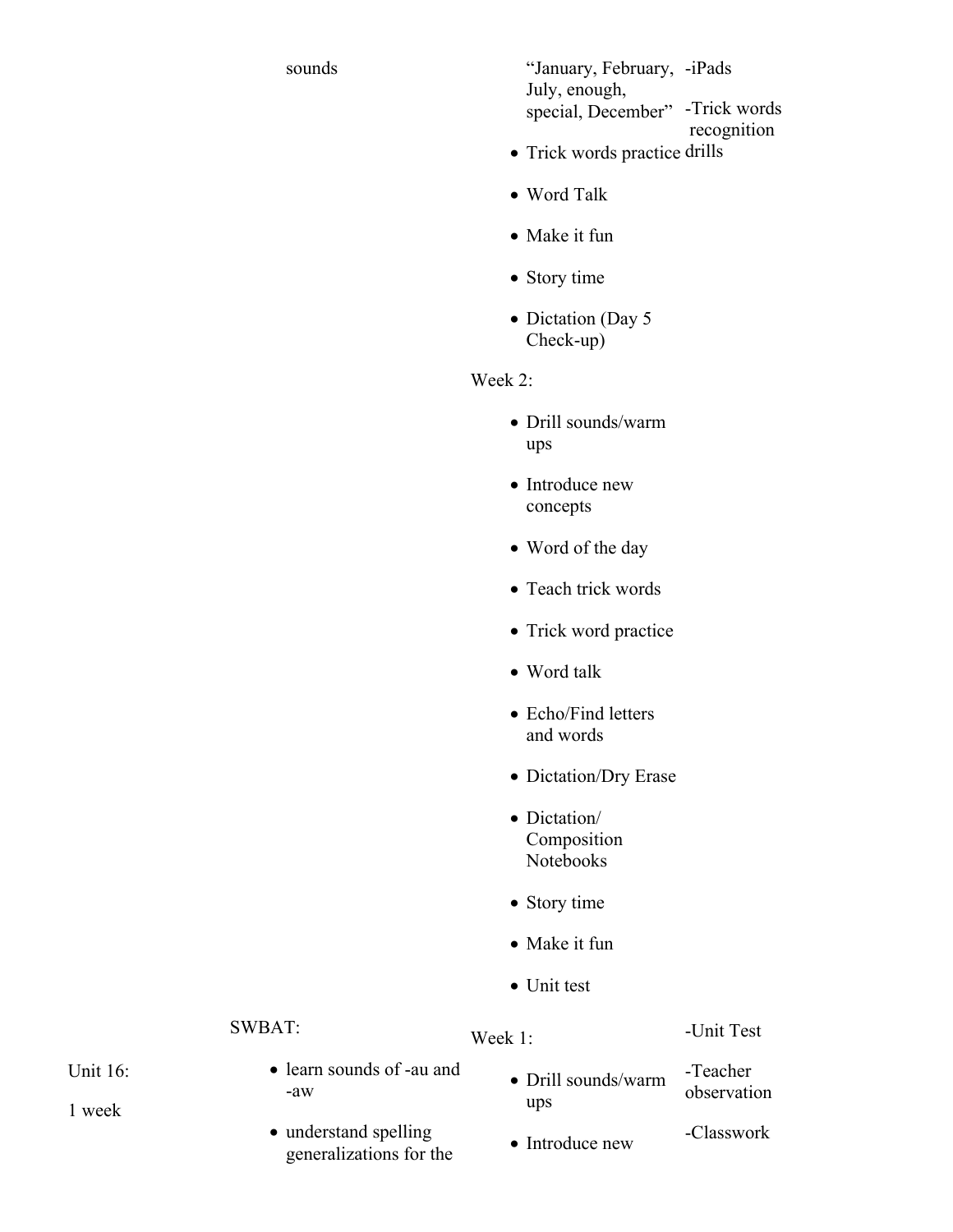| Unit | Objectives | Activities | Assessments/Resources |
| --- | --- | --- | --- |
| | sounds | "January, February, July, enough, special, December"<br>• Trick words practice<br>• Word Talk<br>• Make it fun<br>• Story time<br>• Dictation (Day 5 Check-up)<br><br>Week 2:<br>• Drill sounds/warm ups<br>• Introduce new concepts<br>• Word of the day<br>• Teach trick words<br>• Trick word practice<br>• Word talk<br>• Echo/Find letters and words<br>• Dictation/Dry Erase<br>• Dictation/ Composition Notebooks<br>• Story time<br>• Make it fun<br>• Unit test | -iPads<br><br>-Trick words recognition drills |
| Unit 16:<br><br>1 week | SWBAT:<br>• learn sounds of -au and -aw<br>• understand spelling generalizations for the | Week 1:<br>• Drill sounds/warm ups<br>• Introduce new | -Unit Test<br><br>-Teacher observation<br><br>-Classwork |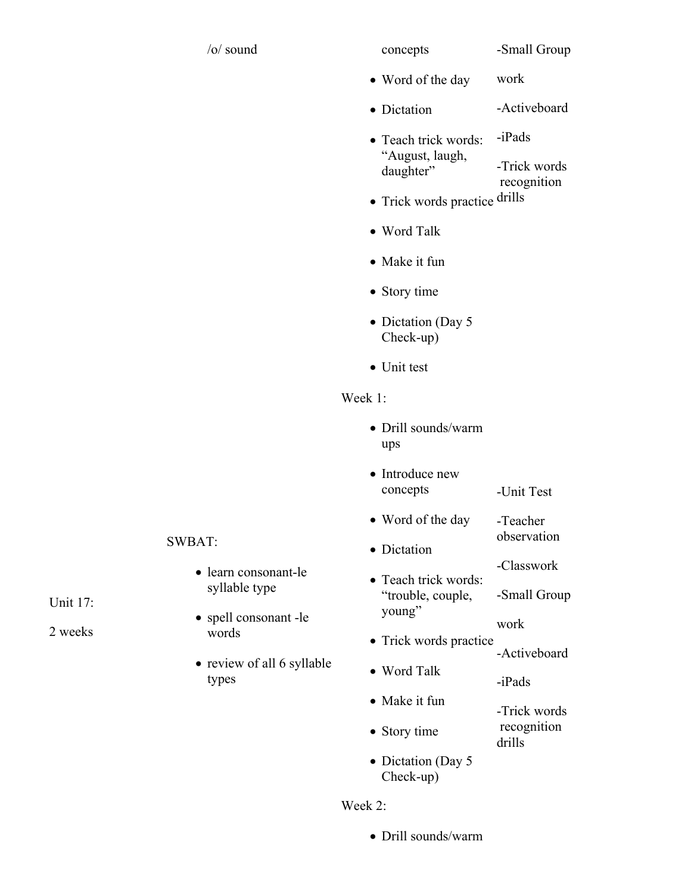| Unit | Objectives | Activities | Assessment |
|---|---|---|---|
| | /o/ sound | concepts<br>• Word of the day<br>• Dictation<br>• Teach trick words: "August, laugh, daughter"<br>• Trick words practice<br>• Word Talk<br>• Make it fun<br>• Story time<br>• Dictation (Day 5 Check-up)<br>• Unit test | -Small Group work<br>-Activeboard<br>-iPads<br>-Trick words recognition drills |
| Unit 17:<br>2 weeks | SWBAT:<br>• learn consonant-le syllable type<br>• spell consonant -le words<br>• review of all 6 syllable types | Week 1:<br>• Drill sounds/warm ups<br>• Introduce new concepts<br>• Word of the day<br>• Dictation<br>• Teach trick words: "trouble, couple, young"<br>• Trick words practice<br>• Word Talk<br>• Make it fun<br>• Story time<br>• Dictation (Day 5 Check-up)<br>Week 2:<br>• Drill sounds/warm | -Unit Test<br>-Teacher observation<br>-Classwork<br>-Small Group work<br>-Activeboard<br>-iPads<br>-Trick words recognition drills |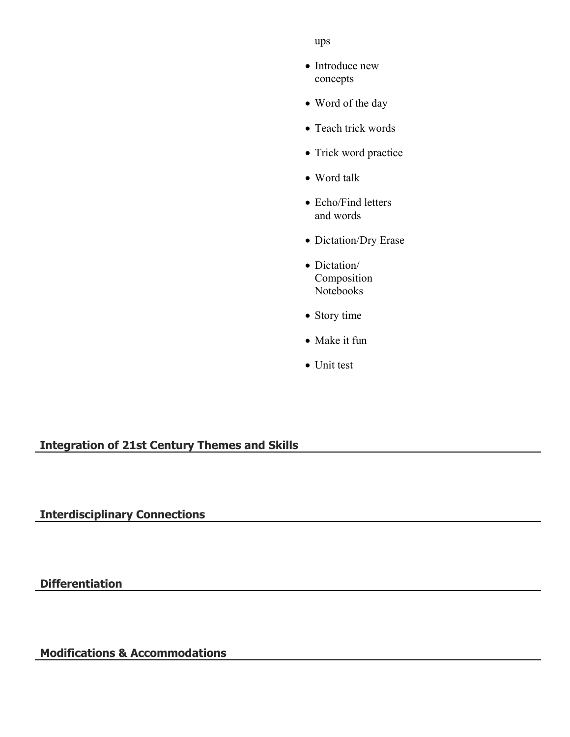ups

- Introduce new concepts
- Word of the day
- Teach trick words
- Trick word practice
- Word talk
- Echo/Find letters and words
- Dictation/Dry Erase
- Dictation/ Composition Notebooks
- Story time
- Make it fun
- Unit test

## Integration of 21st Century Themes and Skills

## Interdisciplinary Connections

## Differentiation

## Modifications & Accommodations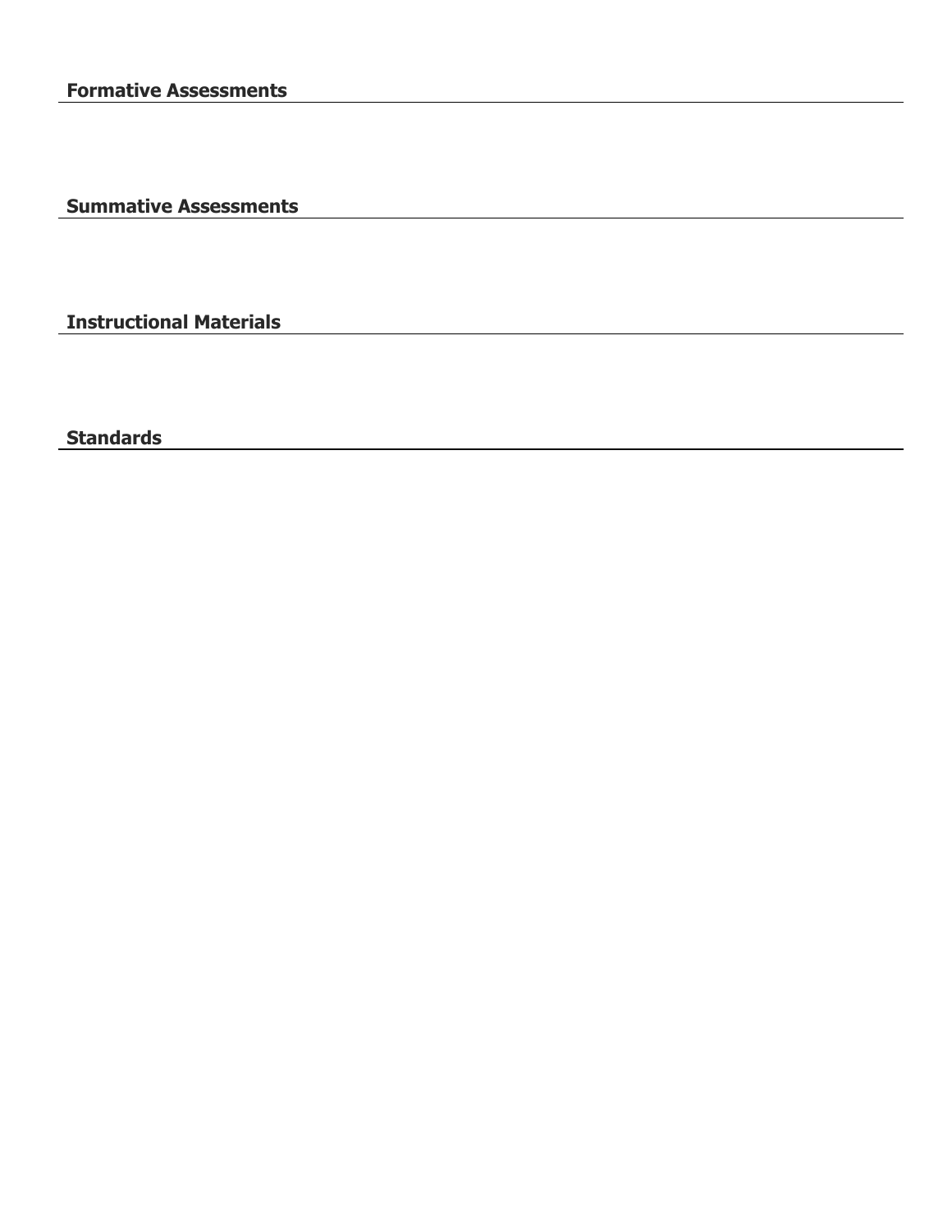## Formative Assessments

## Summative Assessments

## Instructional Materials

## Standards